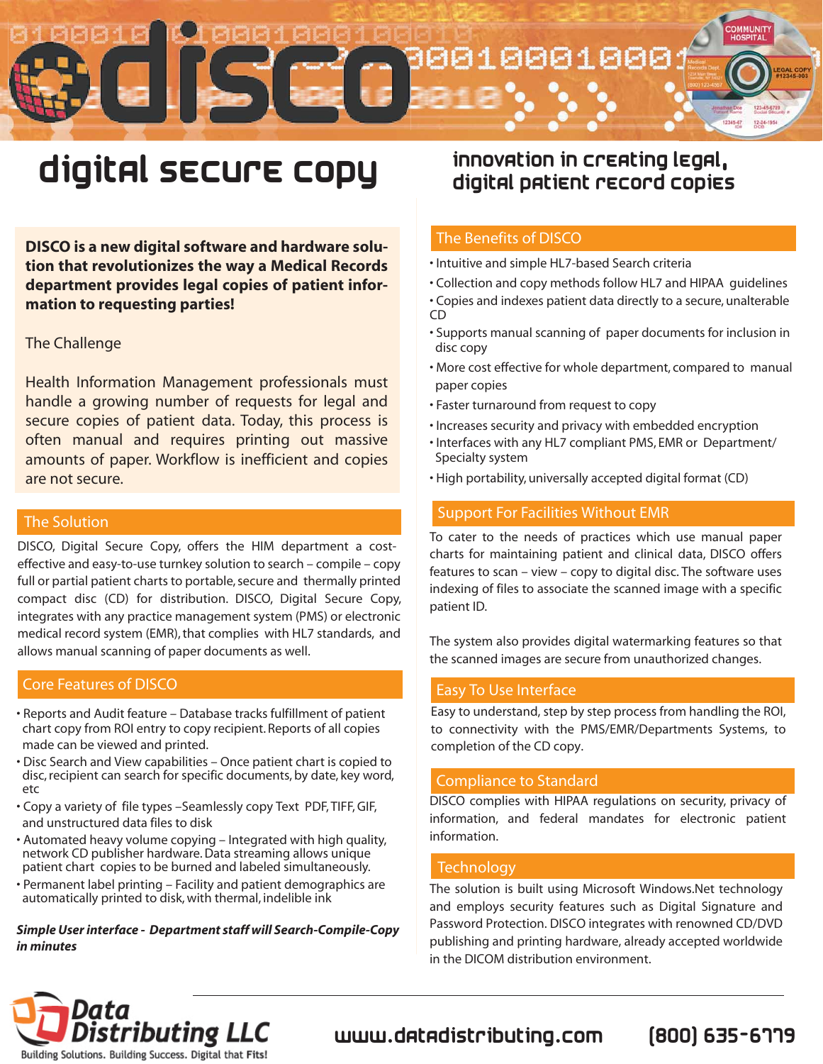# disco

## digital secure copy

## innovation in creating legal, digital patient record copies

**DISCO is a new digital software and hardware solution that revolutionizes the way a Medical Records department provides legal copies of patient information to requesting parties!**

The Challenge

Health Information Management professionals must handle a growing number of requests for legal and secure copies of patient data. Today, this process is often manual and requires printing out massive amounts of paper. Workflow is inefficient and copies are not secure.

### The Solution

DISCO, Digital Secure Copy, offers the HIM department a cost-effective and easy-to-use turnkey solution to search – compile – copy full or partial patient charts to portable, secure and thermally printed compact disc (CD) for distribution. DISCO, Digital Secure Copy, integrates with any practice management system (PMS) or electronic medical record system (EMR), that complies with HL7 standards, and allows manual scanning of paper documents as well.

### Core Features of DISCO

- Reports and Audit feature – Database tracks fulfillment of patient chart copy from ROI entry to copy recipient. Reports of all copies made can be viewed and printed.
- Disc Search and View capabilities – Once patient chart is copied to disc, recipient can search for specific documents, by date, key word, etc
- Copy a variety of file types –Seamlessly copy Text PDF, TIFF, GIF, and unstructured data files to disk
- Automated heavy volume copying – Integrated with high quality, network CD publisher hardware. Data streaming allows unique patient chart copies to be burned and labeled simultaneously.
- Permanent label printing – Facility and patient demographics are automatically printed to disk, with thermal, indelible ink

***Simple User interface - Department staff will Search-Compile-Copy in minutes***

### The Benefits of DISCO

- Intuitive and simple HL7-based Search criteria
- Collection and copy methods follow HL7 and HIPAA guidelines
- Copies and indexes patient data directly to a secure, unalterable CD
- Supports manual scanning of paper documents for inclusion in disc copy
- More cost effective for whole department, compared to manual paper copies
- Faster turnaround from request to copy
- Increases security and privacy with embedded encryption
- Interfaces with any HL7 compliant PMS, EMR or Department/ Specialty system
- High portability, universally accepted digital format (CD)

### Support For Facilities Without EMR

To cater to the needs of practices which use manual paper charts for maintaining patient and clinical data, DISCO offers features to scan – view – copy to digital disc. The software uses indexing of files to associate the scanned image with a specific patient ID.

The system also provides digital watermarking features so that the scanned images are secure from unauthorized changes.

### Easy To Use Interface

Easy to understand, step by step process from handling the ROI, to connectivity with the PMS/EMR/Departments Systems, to completion of the CD copy.

### Compliance to Standard

DISCO complies with HIPAA regulations on security, privacy of information, and federal mandates for electronic patient information.

### Technology

The solution is built using Microsoft Windows.Net technology and employs security features such as Digital Signature and Password Protection. DISCO integrates with renowned CD/DVD publishing and printing hardware, already accepted worldwide in the DICOM distribution environment.

Data Distributing LLC
Building Solutions. Building Success. Digital that Fits!

www.datadistributing.com (800) 635-6779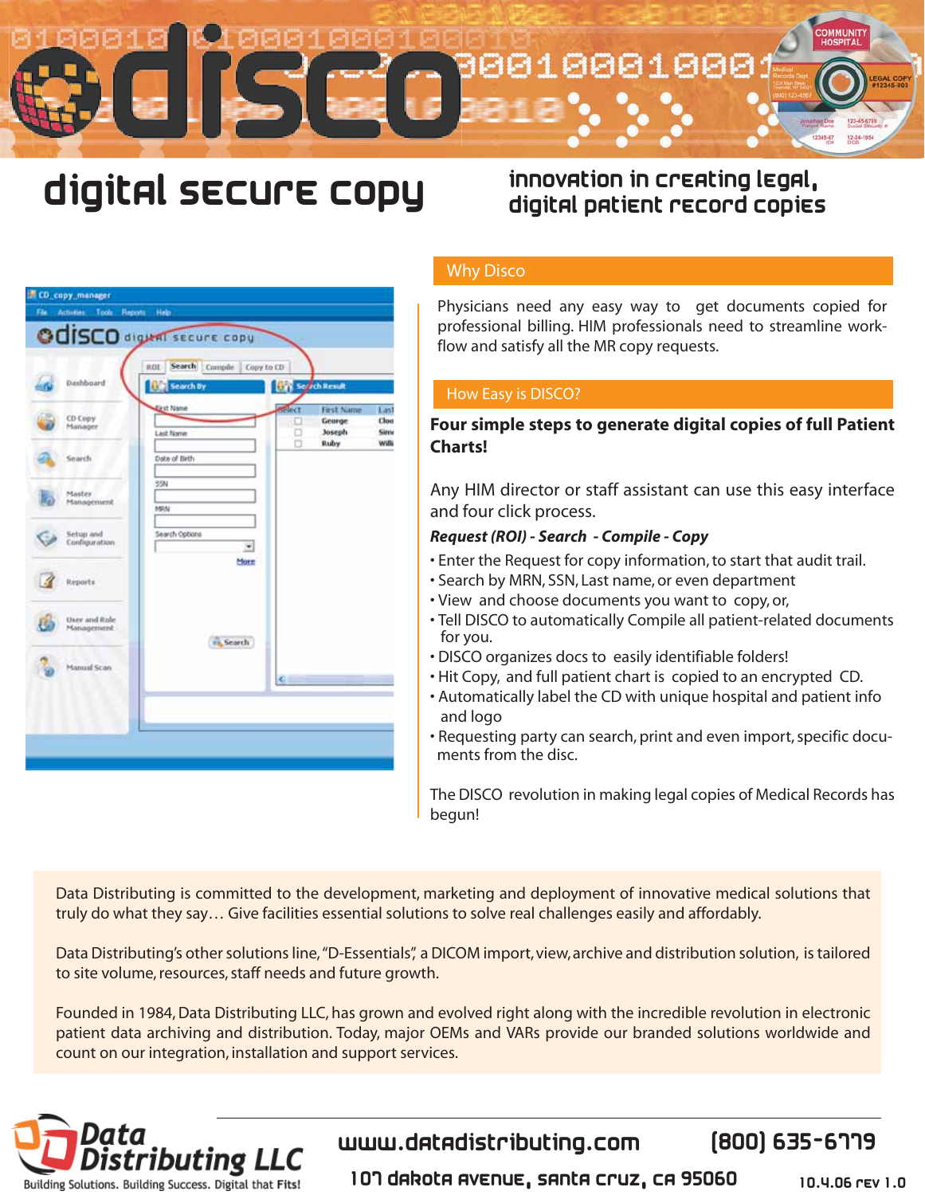# disco

## digital secure copy

**innovation in creating legal, digital patient record copies**

## Why Disco

Physicians need any easy way to get documents copied for professional billing. HIM professionals need to streamline work-flow and satisfy all the MR copy requests.

## How Easy is DISCO?

**Four simple steps to generate digital copies of full Patient Charts!**

Any HIM director or staff assistant can use this easy interface and four click process.

***Request (ROI) - Search - Compile - Copy***

- Enter the Request for copy information, to start that audit trail.
- Search by MRN, SSN, Last name, or even department
- View and choose documents you want to copy, or,
- Tell DISCO to automatically Compile all patient-related documents for you.
- DISCO organizes docs to easily identifiable folders!
- Hit Copy, and full patient chart is copied to an encrypted CD.
- Automatically label the CD with unique hospital and patient info and logo
- Requesting party can search, print and even import, specific documents from the disc.

The DISCO revolution in making legal copies of Medical Records has begun!

Data Distributing is committed to the development, marketing and deployment of innovative medical solutions that truly do what they say… Give facilities essential solutions to solve real challenges easily and affordably.

Data Distributing's other solutions line, "D-Essentials", a DICOM import, view, archive and distribution solution, is tailored to site volume, resources, staff needs and future growth.

Founded in 1984, Data Distributing LLC, has grown and evolved right along with the incredible revolution in electronic patient data archiving and distribution. Today, major OEMs and VARs provide our branded solutions worldwide and count on our integration, installation and support services.

**Data Distributing LLC**
Building Solutions. Building Success. Digital that Fits!

www.datadistributing.com (800) 635-6779

107 Dakota Avenue, Santa Cruz, CA 95060

10.4.06 rev 1.0